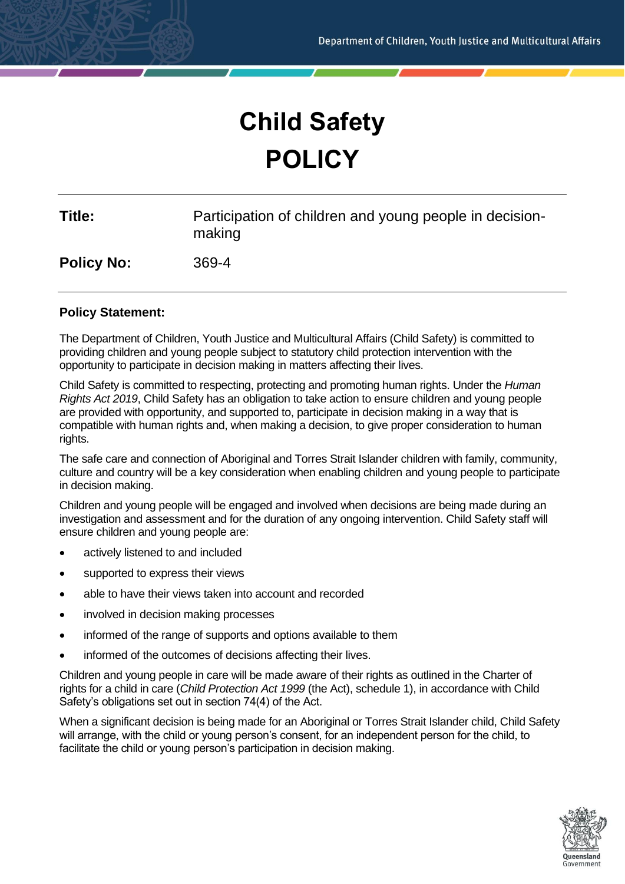# Child Safety
# POLICY

| | |
|---|---|
| **Title:** | Participation of children and young people in decision-making |
| **Policy No:** | 369-4 |

**Policy Statement:**

The Department of Children, Youth Justice and Multicultural Affairs (Child Safety) is committed to providing children and young people subject to statutory child protection intervention with the opportunity to participate in decision making in matters affecting their lives.

Child Safety is committed to respecting, protecting and promoting human rights. Under the *Human Rights Act 2019*, Child Safety has an obligation to take action to ensure children and young people are provided with opportunity, and supported to, participate in decision making in a way that is compatible with human rights and, when making a decision, to give proper consideration to human rights.

The safe care and connection of Aboriginal and Torres Strait Islander children with family, community, culture and country will be a key consideration when enabling children and young people to participate in decision making.

Children and young people will be engaged and involved when decisions are being made during an investigation and assessment and for the duration of any ongoing intervention. Child Safety staff will ensure children and young people are:

- actively listened to and included
- supported to express their views
- able to have their views taken into account and recorded
- involved in decision making processes
- informed of the range of supports and options available to them
- informed of the outcomes of decisions affecting their lives.

Children and young people in care will be made aware of their rights as outlined in the Charter of rights for a child in care (*Child Protection Act 1999* (the Act), schedule 1), in accordance with Child Safety's obligations set out in section 74(4) of the Act.

When a significant decision is being made for an Aboriginal or Torres Strait Islander child, Child Safety will arrange, with the child or young person's consent, for an independent person for the child, to facilitate the child or young person's participation in decision making.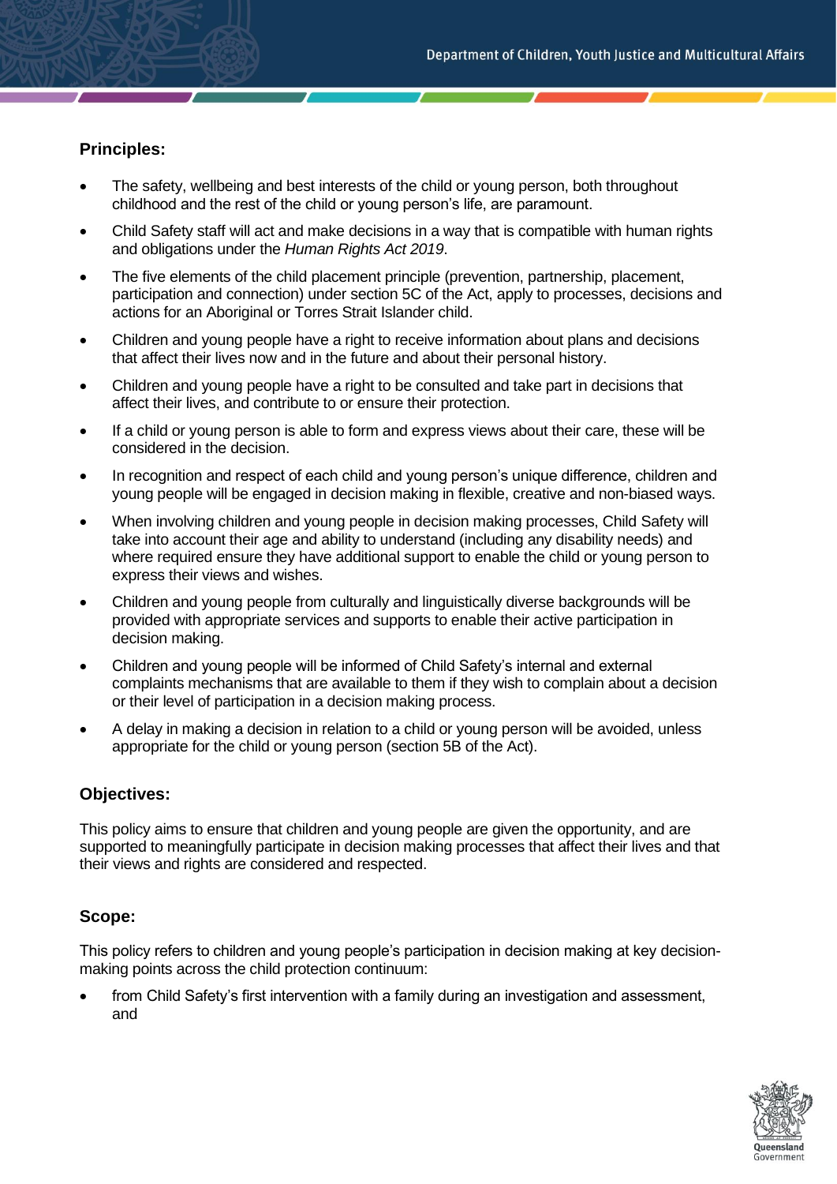## Principles:

- The safety, wellbeing and best interests of the child or young person, both throughout childhood and the rest of the child or young person's life, are paramount.
- Child Safety staff will act and make decisions in a way that is compatible with human rights and obligations under the *Human Rights Act 2019*.
- The five elements of the child placement principle (prevention, partnership, placement, participation and connection) under section 5C of the Act, apply to processes, decisions and actions for an Aboriginal or Torres Strait Islander child.
- Children and young people have a right to receive information about plans and decisions that affect their lives now and in the future and about their personal history.
- Children and young people have a right to be consulted and take part in decisions that affect their lives, and contribute to or ensure their protection.
- If a child or young person is able to form and express views about their care, these will be considered in the decision.
- In recognition and respect of each child and young person's unique difference, children and young people will be engaged in decision making in flexible, creative and non-biased ways.
- When involving children and young people in decision making processes, Child Safety will take into account their age and ability to understand (including any disability needs) and where required ensure they have additional support to enable the child or young person to express their views and wishes.
- Children and young people from culturally and linguistically diverse backgrounds will be provided with appropriate services and supports to enable their active participation in decision making.
- Children and young people will be informed of Child Safety's internal and external complaints mechanisms that are available to them if they wish to complain about a decision or their level of participation in a decision making process.
- A delay in making a decision in relation to a child or young person will be avoided, unless appropriate for the child or young person (section 5B of the Act).

## Objectives:

This policy aims to ensure that children and young people are given the opportunity, and are supported to meaningfully participate in decision making processes that affect their lives and that their views and rights are considered and respected.

## Scope:

This policy refers to children and young people's participation in decision making at key decision-making points across the child protection continuum:

- from Child Safety's first intervention with a family during an investigation and assessment, and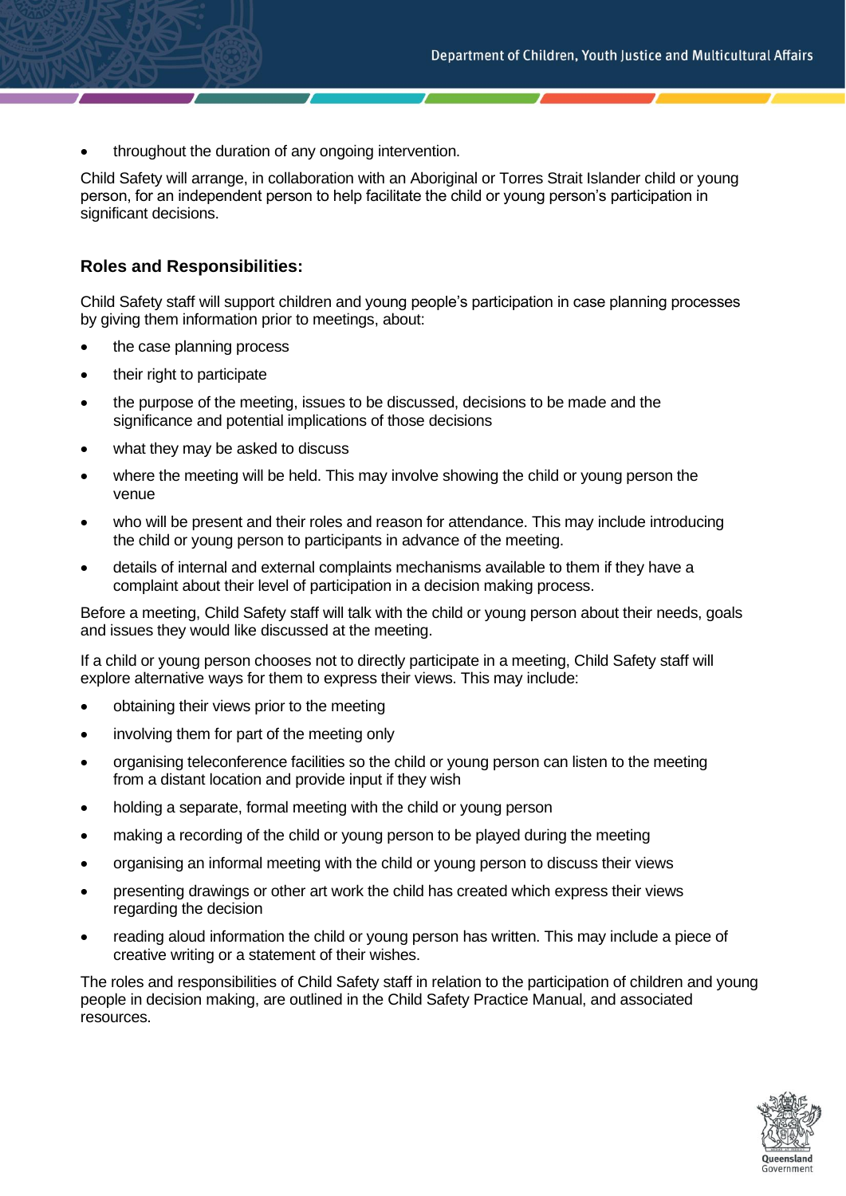- throughout the duration of any ongoing intervention.

Child Safety will arrange, in collaboration with an Aboriginal or Torres Strait Islander child or young person, for an independent person to help facilitate the child or young person's participation in significant decisions.

### Roles and Responsibilities:

Child Safety staff will support children and young people's participation in case planning processes by giving them information prior to meetings, about:

- the case planning process
- their right to participate
- the purpose of the meeting, issues to be discussed, decisions to be made and the significance and potential implications of those decisions
- what they may be asked to discuss
- where the meeting will be held. This may involve showing the child or young person the venue
- who will be present and their roles and reason for attendance. This may include introducing the child or young person to participants in advance of the meeting.
- details of internal and external complaints mechanisms available to them if they have a complaint about their level of participation in a decision making process.

Before a meeting, Child Safety staff will talk with the child or young person about their needs, goals and issues they would like discussed at the meeting.

If a child or young person chooses not to directly participate in a meeting, Child Safety staff will explore alternative ways for them to express their views. This may include:

- obtaining their views prior to the meeting
- involving them for part of the meeting only
- organising teleconference facilities so the child or young person can listen to the meeting from a distant location and provide input if they wish
- holding a separate, formal meeting with the child or young person
- making a recording of the child or young person to be played during the meeting
- organising an informal meeting with the child or young person to discuss their views
- presenting drawings or other art work the child has created which express their views regarding the decision
- reading aloud information the child or young person has written. This may include a piece of creative writing or a statement of their wishes.

The roles and responsibilities of Child Safety staff in relation to the participation of children and young people in decision making, are outlined in the Child Safety Practice Manual, and associated resources.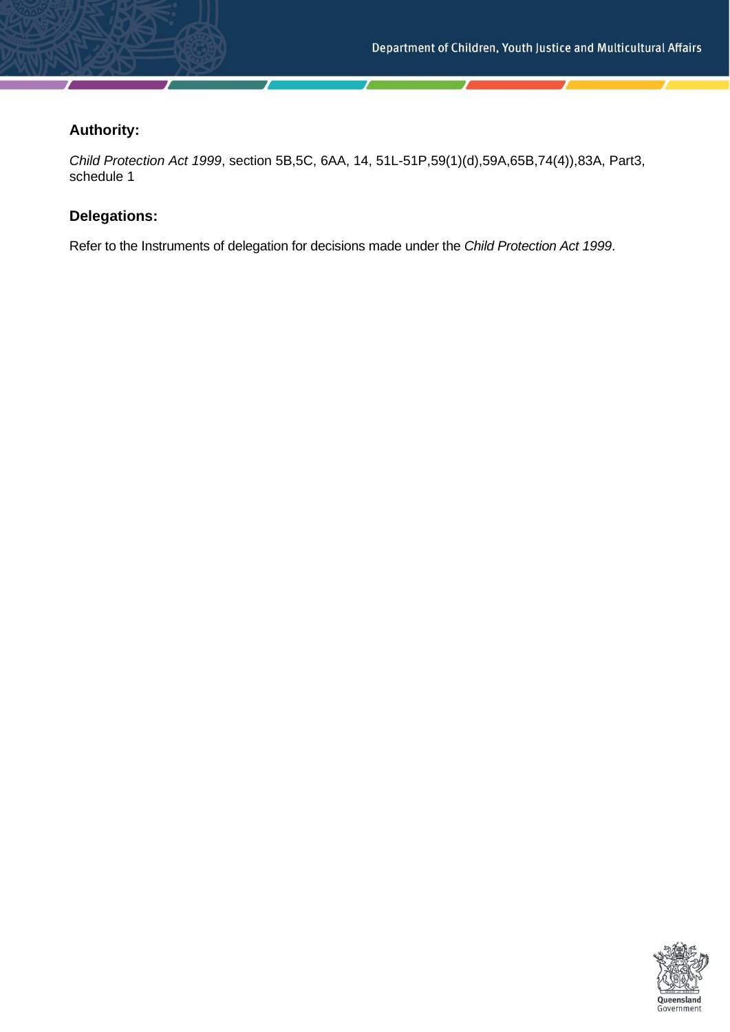## Authority:

*Child Protection Act 1999*, section 5B,5C, 6AA, 14, 51L-51P,59(1)(d),59A,65B,74(4)),83A, Part3, schedule 1

## Delegations:

Refer to the Instruments of delegation for decisions made under the *Child Protection Act 1999*.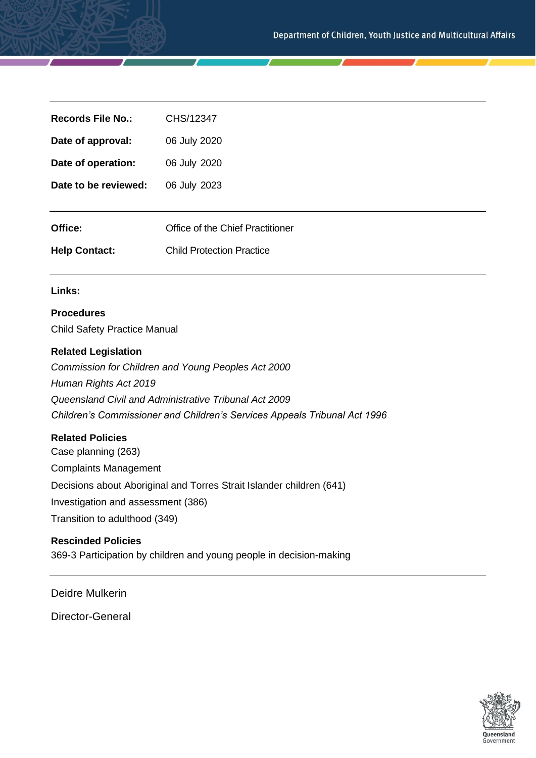| | |
|---|---|
| **Records File No.:** | CHS/12347 |
| **Date of approval:** | 06 July 2020 |
| **Date of operation:** | 06 July 2020 |
| **Date to be reviewed:** | 06 July 2023 |

| | |
|---|---|
| **Office:** | Office of the Chief Practitioner |
| **Help Contact:** | Child Protection Practice |

**Links:**

**Procedures**

Child Safety Practice Manual

**Related Legislation**

*Commission for Children and Young Peoples Act 2000*

*Human Rights Act 2019*

*Queensland Civil and Administrative Tribunal Act 2009*

*Children's Commissioner and Children's Services Appeals Tribunal Act 1996*

**Related Policies**

Case planning (263)

Complaints Management

Decisions about Aboriginal and Torres Strait Islander children (641)

Investigation and assessment (386)

Transition to adulthood (349)

**Rescinded Policies**

369-3 Participation by children and young people in decision-making

Deidre Mulkerin

Director-General